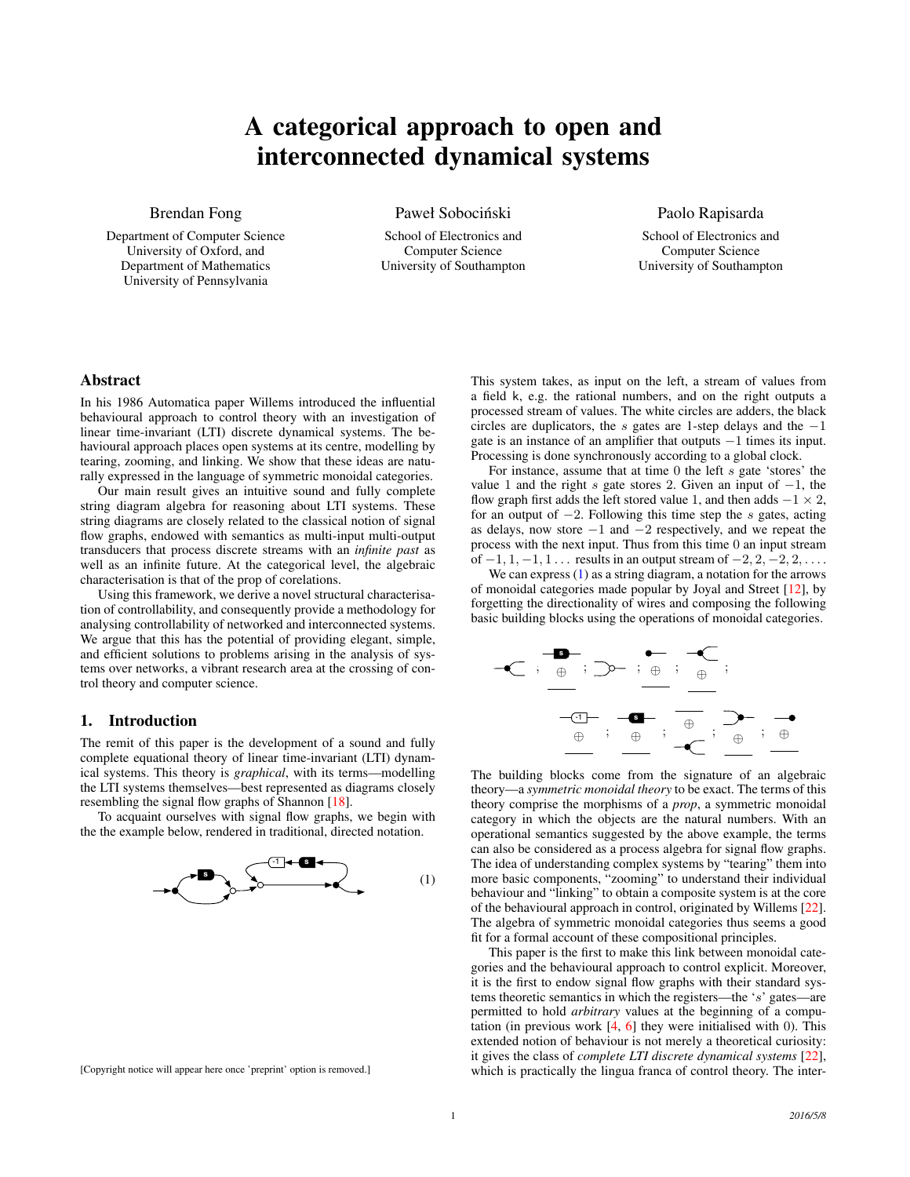# A categorical approach to open and interconnected dynamical systems

Brendan Fong
Department of Computer Science
University of Oxford, and
Department of Mathematics
University of Pennsylvania

Paweł Sobociński
School of Electronics and
Computer Science
University of Southampton

Paolo Rapisarda
School of Electronics and
Computer Science
University of Southampton

## Abstract

In his 1986 Automatica paper Willems introduced the influential behavioural approach to control theory with an investigation of linear time-invariant (LTI) discrete dynamical systems. The behavioural approach places open systems at its centre, modelling by tearing, zooming, and linking. We show that these ideas are naturally expressed in the language of symmetric monoidal categories.

Our main result gives an intuitive sound and fully complete string diagram algebra for reasoning about LTI systems. These string diagrams are closely related to the classical notion of signal flow graphs, endowed with semantics as multi-input multi-output transducers that process discrete streams with an *infinite past* as well as an infinite future. At the categorical level, the algebraic characterisation is that of the prop of corelations.

Using this framework, we derive a novel structural characterisation of controllability, and consequently provide a methodology for analysing controllability of networked and interconnected systems. We argue that this has the potential of providing elegant, simple, and efficient solutions to problems arising in the analysis of systems over networks, a vibrant research area at the crossing of control theory and computer science.

## 1. Introduction

The remit of this paper is the development of a sound and fully complete equational theory of linear time-invariant (LTI) dynamical systems. This theory is *graphical*, with its terms—modelling the LTI systems themselves—best represented as diagrams closely resembling the signal flow graphs of Shannon [18].

To acquaint ourselves with signal flow graphs, we begin with the the example below, rendered in traditional, directed notation.

(1)

This system takes, as input on the left, a stream of values from a field k, e.g. the rational numbers, and on the right outputs a processed stream of values. The white circles are adders, the black circles are duplicators, the $s$ gates are 1-step delays and the $-1$ gate is an instance of an amplifier that outputs $-1$ times its input. Processing is done synchronously according to a global clock.

For instance, assume that at time 0 the left $s$ gate 'stores' the value 1 and the right $s$ gate stores 2. Given an input of $-1$, the flow graph first adds the left stored value 1, and then adds $-1 \times 2$, for an output of $-2$. Following this time step the $s$ gates, acting as delays, now store $-1$ and $-2$ respectively, and we repeat the process with the next input. Thus from this time 0 an input stream of $-1, 1, -1, 1 \ldots$ results in an output stream of $-2, 2, -2, 2, \ldots$.

We can express (1) as a string diagram, a notation for the arrows of monoidal categories made popular by Joyal and Street [12], by forgetting the directionality of wires and composing the following basic building blocks using the operations of monoidal categories.

The building blocks come from the signature of an algebraic theory—a *symmetric monoidal theory* to be exact. The terms of this theory comprise the morphisms of a *prop*, a symmetric monoidal category in which the objects are the natural numbers. With an operational semantics suggested by the above example, the terms can also be considered as a process algebra for signal flow graphs. The idea of understanding complex systems by "tearing" them into more basic components, "zooming" to understand their individual behaviour and "linking" to obtain a composite system is at the core of the behavioural approach in control, originated by Willems [22]. The algebra of symmetric monoidal categories thus seems a good fit for a formal account of these compositional principles.

This paper is the first to make this link between monoidal categories and the behavioural approach to control explicit. Moreover, it is the first to endow signal flow graphs with their standard systems theoretic semantics in which the registers—the '$s$' gates—are permitted to hold *arbitrary* values at the beginning of a computation (in previous work [4, 6] they were initialised with 0). This extended notion of behaviour is not merely a theoretical curiosity: it gives the class of *complete LTI discrete dynamical systems* [22], which is practically the lingua franca of control theory. The inter-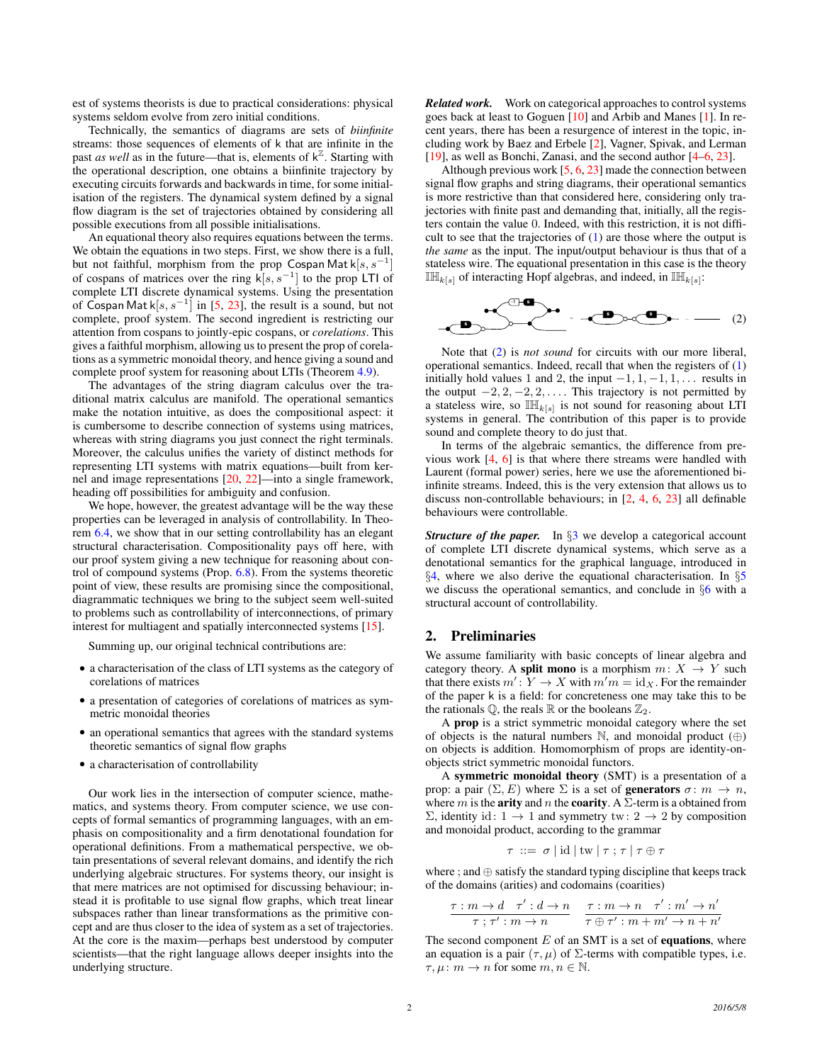est of systems theorists is due to practical considerations: physical systems seldom evolve from zero initial conditions.

Technically, the semantics of diagrams are sets of *biinfinite* streams: those sequences of elements of $\mathsf{k}$ that are infinite in the past *as well* as in the future—that is, elements of $\mathsf{k}^{\mathbb{Z}}$. Starting with the operational description, one obtains a biinfinite trajectory by executing circuits forwards and backwards in time, for some initialisation of the registers. The dynamical system defined by a signal flow diagram is the set of trajectories obtained by considering all possible executions from all possible initialisations.

An equational theory also requires equations between the terms. We obtain the equations in two steps. First, we show there is a full, but not faithful, morphism from the prop $\mathsf{Cospan\,Mat\,k}[s, s^{-1}]$ of cospans of matrices over the ring $\mathsf{k}[s, s^{-1}]$ to the prop $\mathsf{LTI}$ of complete LTI discrete dynamical systems. Using the presentation of $\mathsf{Cospan\,Mat\,k}[s, s^{-1}]$ in [5, 23], the result is a sound, but not complete, proof system. The second ingredient is restricting our attention from cospans to jointly-epic cospans, or *corelations*. This gives a faithful morphism, allowing us to present the prop of corelations as a symmetric monoidal theory, and hence giving a sound and complete proof system for reasoning about LTIs (Theorem 4.9).

The advantages of the string diagram calculus over the traditional matrix calculus are manifold. The operational semantics make the notation intuitive, as does the compositional aspect: it is cumbersome to describe connection of systems using matrices, whereas with string diagrams you just connect the right terminals. Moreover, the calculus unifies the variety of distinct methods for representing LTI systems with matrix equations—built from kernel and image representations [20, 22]—into a single framework, heading off possibilities for ambiguity and confusion.

We hope, however, the greatest advantage will be the way these properties can be leveraged in analysis of controllability. In Theorem 6.4, we show that in our setting controllability has an elegant structural characterisation. Compositionality pays off here, with our proof system giving a new technique for reasoning about control of compound systems (Prop. 6.8). From the systems theoretic point of view, these results are promising since the compositional, diagrammatic techniques we bring to the subject seem well-suited to problems such as controllability of interconnections, of primary interest for multiagent and spatially interconnected systems [15].

Summing up, our original technical contributions are:

- a characterisation of the class of LTI systems as the category of corelations of matrices
- a presentation of categories of corelations of matrices as symmetric monoidal theories
- an operational semantics that agrees with the standard systems theoretic semantics of signal flow graphs
- a characterisation of controllability

Our work lies in the intersection of computer science, mathematics, and systems theory. From computer science, we use concepts of formal semantics of programming languages, with an emphasis on compositionality and a firm denotational foundation for operational definitions. From a mathematical perspective, we obtain presentations of several relevant domains, and identify the rich underlying algebraic structures. For systems theory, our insight is that mere matrices are not optimised for discussing behaviour; instead it is profitable to use signal flow graphs, which treat linear subspaces rather than linear transformations as the primitive concept and are thus closer to the idea of system as a set of trajectories. At the core is the maxim—perhaps best understood by computer scientists—that the right language allows deeper insights into the underlying structure.

***Related work.*** Work on categorical approaches to control systems goes back at least to Goguen [10] and Arbib and Manes [1]. In recent years, there has been a resurgence of interest in the topic, including work by Baez and Erbele [2], Vagner, Spivak, and Lerman [19], as well as Bonchi, Zanasi, and the second author [4–6, 23].

Although previous work [5, 6, 23] made the connection between signal flow graphs and string diagrams, their operational semantics is more restrictive than that considered here, considering only trajectories with finite past and demanding that, initially, all the registers contain the value 0. Indeed, with this restriction, it is not difficult to see that the trajectories of (1) are those where the output is *the same* as the input. The input/output behaviour is thus that of a stateless wire. The equational presentation in this case is the theory $\mathbb{IH}_{k[s]}$ of interacting Hopf algebras, and indeed, in $\mathbb{IH}_{k[s]}$:

$$\text{[diagram]} = \text{[diagram]} = \text{———} \qquad (2)$$

Note that (2) is *not sound* for circuits with our more liberal, operational semantics. Indeed, recall that when the registers of (1) initially hold values 1 and 2, the input $-1, 1, -1, 1, \ldots$ results in the output $-2, 2, -2, 2, \ldots$. This trajectory is not permitted by a stateless wire, so $\mathbb{IH}_{k[s]}$ is not sound for reasoning about LTI systems in general. The contribution of this paper is to provide sound and complete theory to do just that.

In terms of the algebraic semantics, the difference from previous work [4, 6] is that where there streams were handled with Laurent (formal power) series, here we use the aforementioned biinfinite streams. Indeed, this is the very extension that allows us to discuss non-controllable behaviours; in [2, 4, 6, 23] all definable behaviours were controllable.

***Structure of the paper.*** In §3 we develop a categorical account of complete LTI discrete dynamical systems, which serve as a denotational semantics for the graphical language, introduced in §4, where we also derive the equational characterisation. In §5 we discuss the operational semantics, and conclude in §6 with a structural account of controllability.

## 2. Preliminaries

We assume familiarity with basic concepts of linear algebra and category theory. A **split mono** is a morphism $m\colon X \to Y$ such that there exists $m'\colon Y \to X$ with $m'm = \mathrm{id}_X$. For the remainder of the paper $\mathsf{k}$ is a field: for concreteness one may take this to be the rationals $\mathbb{Q}$, the reals $\mathbb{R}$ or the booleans $\mathbb{Z}_2$.

A **prop** is a strict symmetric monoidal category where the set of objects is the natural numbers $\mathbb{N}$, and monoidal product ($\oplus$) on objects is addition. Homomorphism of props are identity-on-objects strict symmetric monoidal functors.

A **symmetric monoidal theory** (SMT) is a presentation of a prop: a pair $(\Sigma, E)$ where $\Sigma$ is a set of **generators** $\sigma\colon m \to n$, where $m$ is the **arity** and $n$ the **coarity**. A $\Sigma$-term is a obtained from $\Sigma$, identity $\mathrm{id}\colon 1 \to 1$ and symmetry $\mathrm{tw}\colon 2 \to 2$ by composition and monoidal product, according to the grammar

$$\tau \;::=\; \sigma \mid \mathrm{id} \mid \mathrm{tw} \mid \tau \,;\, \tau \mid \tau \oplus \tau$$

where ; and $\oplus$ satisfy the standard typing discipline that keeps track of the domains (arities) and codomains (coarities)

$$\frac{\tau : m \to d \quad \tau' : d \to n}{\tau \,;\, \tau' : m \to n} \qquad \frac{\tau : m \to n \quad \tau' : m' \to n'}{\tau \oplus \tau' : m + m' \to n + n'}$$

The second component $E$ of an SMT is a set of **equations**, where an equation is a pair $(\tau, \mu)$ of $\Sigma$-terms with compatible types, i.e. $\tau, \mu\colon m \to n$ for some $m, n \in \mathbb{N}$.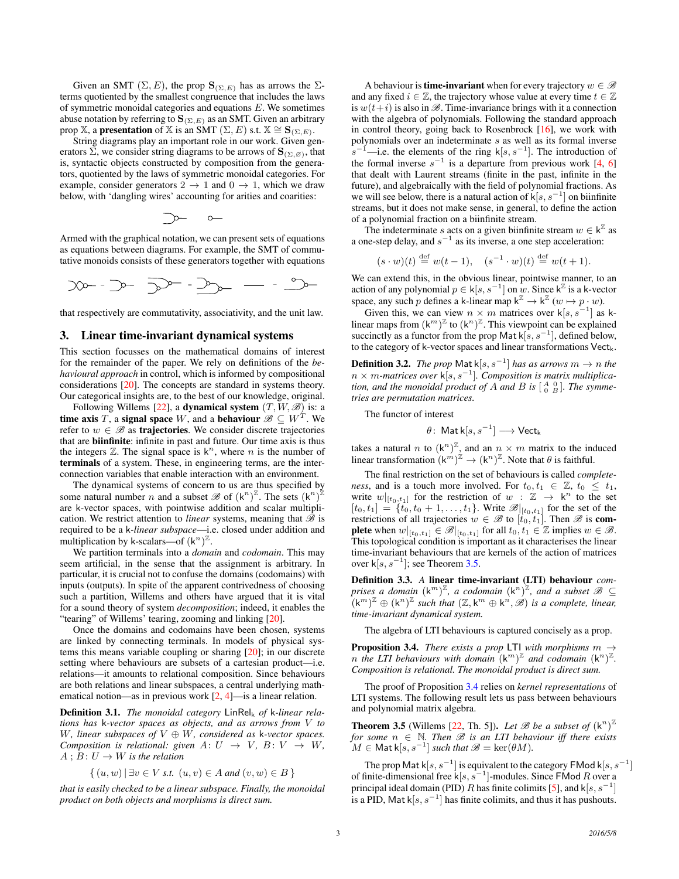Given an SMT $(\Sigma, E)$, the prop $\mathbf{S}_{(\Sigma,E)}$ has as arrows the $\Sigma$-terms quotiented by the smallest congruence that includes the laws of symmetric monoidal categories and equations $E$. We sometimes abuse notation by referring to $\mathbf{S}_{(\Sigma,E)}$ as an SMT. Given an arbitrary prop $\mathbb{X}$, a **presentation** of $\mathbb{X}$ is an SMT $(\Sigma, E)$ s.t. $\mathbb{X} \cong \mathbf{S}_{(\Sigma,E)}$.

String diagrams play an important role in our work. Given generators $\Sigma$, we consider string diagrams to be arrows of $\mathbf{S}_{(\Sigma,\varnothing)}$, that is, syntactic objects constructed by composition from the generators, quotiented by the laws of symmetric monoidal categories. For example, consider generators $2 \to 1$ and $0 \to 1$, which we draw below, with 'dangling wires' accounting for arities and coarities:

Armed with the graphical notation, we can present sets of equations as equations between diagrams. For example, the SMT of commutative monoids consists of these generators together with equations

that respectively are commutativity, associativity, and the unit law.

## 3. Linear time-invariant dynamical systems

This section focusses on the mathematical domains of interest for the remainder of the paper. We rely on definitions of the *behavioural approach* in control, which is informed by compositional considerations [20]. The concepts are standard in systems theory. Our categorical insights are, to the best of our knowledge, original.

Following Willems [22], a **dynamical system** $(T, W, \mathscr{B})$ is: a **time axis** $T$, a **signal space** $W$, and a **behaviour** $\mathscr{B} \subseteq W^T$. We refer to $w \in \mathscr{B}$ as **trajectories**. We consider discrete trajectories that are **biinfinite**: infinite in past and future. Our time axis is thus the integers $\mathbb{Z}$. The signal space is $\mathsf{k}^n$, where $n$ is the number of **terminals** of a system. These, in engineering terms, are the interconnection variables that enable interaction with an environment.

The dynamical systems of concern to us are thus specified by some natural number $n$ and a subset $\mathscr{B}$ of $(\mathsf{k}^n)^{\mathbb{Z}}$. The sets $(\mathsf{k}^n)^{\mathbb{Z}}$ are $\mathsf{k}$-vector spaces, with pointwise addition and scalar multiplication. We restrict attention to *linear* systems, meaning that $\mathscr{B}$ is required to be a $\mathsf{k}$-*linear subspace*—i.e. closed under addition and multiplication by $\mathsf{k}$-scalars—of $(\mathsf{k}^n)^{\mathbb{Z}}$.

We partition terminals into a *domain* and *codomain*. This may seem artificial, in the sense that the assignment is arbitrary. In particular, it is crucial not to confuse the domains (codomains) with inputs (outputs). In spite of the apparent contrivedness of choosing such a partition, Willems and others have argued that it is vital for a sound theory of system *decomposition*; indeed, it enables the "tearing" of Willems' tearing, zooming and linking [20].

Once the domains and codomains have been chosen, systems are linked by connecting terminals. In models of physical systems this means variable coupling or sharing [20]; in our discrete setting where behaviours are subsets of a cartesian product—i.e. relations—it amounts to relational composition. Since behaviours are both relations and linear subspaces, a central underlying mathematical notion—as in previous work [2, 4]—is a linear relation.

**Definition 3.1.** *The monoidal category* $\mathsf{LinRel}_\mathsf{k}$ *of* $\mathsf{k}$*-linear relations has* $\mathsf{k}$*-vector spaces as objects, and as arrows from* $V$ *to* $W$*, linear subspaces of* $V \oplus W$*, considered as* $\mathsf{k}$*-vector spaces. Composition is relational: given* $A\colon U \to V$*,* $B\colon V \to W$*,* $A\,;B\colon U \to W$ *is the relation*

$$\{ (u, w) \mid \exists v \in V \text{ s.t. } (u, v) \in A \text{ and } (v, w) \in B \}$$

*that is easily checked to be a linear subspace. Finally, the monoidal product on both objects and morphisms is direct sum.*

A behaviour is **time-invariant** when for every trajectory $w \in \mathscr{B}$ and any fixed $i \in \mathbb{Z}$, the trajectory whose value at every time $t \in \mathbb{Z}$ is $w(t+i)$ is also in $\mathscr{B}$. Time-invariance brings with it a connection with the algebra of polynomials. Following the standard approach in control theory, going back to Rosenbrock [16], we work with polynomials over an indeterminate $s$ as well as its formal inverse $s^{-1}$—i.e. the elements of the ring $\mathsf{k}[s, s^{-1}]$. The introduction of the formal inverse $s^{-1}$ is a departure from previous work [4, 6] that dealt with Laurent streams (finite in the past, infinite in the future), and algebraically with the field of polynomial fractions. As we will see below, there is a natural action of $\mathsf{k}[s, s^{-1}]$ on biinfinite streams, but it does not make sense, in general, to define the action of a polynomial fraction on a biinfinite stream.

The indeterminate $s$ acts on a given biinfinite stream $w \in \mathsf{k}^{\mathbb{Z}}$ as a one-step delay, and $s^{-1}$ as its inverse, a one step acceleration:

$$(s \cdot w)(t) \stackrel{\text{def}}{=} w(t-1), \quad (s^{-1} \cdot w)(t) \stackrel{\text{def}}{=} w(t+1).$$

We can extend this, in the obvious linear, pointwise manner, to an action of any polynomial $p \in \mathsf{k}[s, s^{-1}]$ on $w$. Since $\mathsf{k}^{\mathbb{Z}}$ is a $\mathsf{k}$-vector space, any such $p$ defines a $\mathsf{k}$-linear map $\mathsf{k}^{\mathbb{Z}} \to \mathsf{k}^{\mathbb{Z}}$ $(w \mapsto p \cdot w)$.

Given this, we can view $n \times m$ matrices over $\mathsf{k}[s, s^{-1}]$ as $\mathsf{k}$-linear maps from $(\mathsf{k}^m)^{\mathbb{Z}}$ to $(\mathsf{k}^n)^{\mathbb{Z}}$. This viewpoint can be explained succinctly as a functor from the prop $\mathsf{Mat}\,\mathsf{k}[s, s^{-1}]$, defined below, to the category of $\mathsf{k}$-vector spaces and linear transformations $\mathsf{Vect}_\mathsf{k}$.

**Definition 3.2.** *The prop* $\mathsf{Mat}\,\mathsf{k}[s, s^{-1}]$ *has as arrows* $m \to n$ *the* $n \times m$*-matrices over* $\mathsf{k}[s, s^{-1}]$*. Composition is matrix multiplication, and the monoidal product of* $A$ *and* $B$ *is* $\left[\begin{smallmatrix} A & 0 \\ 0 & B \end{smallmatrix}\right]$*. The symmetries are permutation matrices.*

The functor of interest

$$\theta\colon\ \mathsf{Mat}\,\mathsf{k}[s, s^{-1}] \longrightarrow \mathsf{Vect}_\mathsf{k}$$

takes a natural $n$ to $(\mathsf{k}^n)^{\mathbb{Z}}$, and an $n \times m$ matrix to the induced linear transformation $(\mathsf{k}^m)^{\mathbb{Z}} \to (\mathsf{k}^n)^{\mathbb{Z}}$. Note that $\theta$ is faithful.

The final restriction on the set of behaviours is called *completeness*, and is a touch more involved. For $t_0, t_1 \in \mathbb{Z}$, $t_0 \leq t_1$, write $w|_{[t_0,t_1]}$ for the restriction of $w : \mathbb{Z} \to \mathsf{k}^n$ to the set $[t_0, t_1] = \{t_0, t_0 + 1, \ldots, t_1\}$. Write $\mathscr{B}|_{[t_0,t_1]}$ for the set of the restrictions of all trajectories $w \in \mathscr{B}$ to $[t_0, t_1]$. Then $\mathscr{B}$ is **complete** when $w|_{[t_0,t_1]} \in \mathscr{B}|_{[t_0,t_1]}$ for all $t_0, t_1 \in \mathbb{Z}$ implies $w \in \mathscr{B}$. This topological condition is important as it characterises the linear time-invariant behaviours that are kernels of the action of matrices over $\mathsf{k}[s, s^{-1}]$; see Theorem 3.5.

**Definition 3.3.** *A* **linear time-invariant (LTI) behaviour** *comprises a domain* $(\mathsf{k}^m)^{\mathbb{Z}}$*, a codomain* $(\mathsf{k}^n)^{\mathbb{Z}}$*, and a subset* $\mathscr{B} \subseteq (\mathsf{k}^m)^{\mathbb{Z}} \oplus (\mathsf{k}^n)^{\mathbb{Z}}$ *such that* $(\mathbb{Z}, \mathsf{k}^m \oplus \mathsf{k}^n, \mathscr{B})$ *is a complete, linear, time-invariant dynamical system.*

The algebra of LTI behaviours is captured concisely as a prop.

**Proposition 3.4.** *There exists a prop* $\mathsf{LTI}$ *with morphisms* $m \to n$ *the LTI behaviours with domain* $(\mathsf{k}^m)^{\mathbb{Z}}$ *and codomain* $(\mathsf{k}^n)^{\mathbb{Z}}$*. Composition is relational. The monoidal product is direct sum.*

The proof of Proposition 3.4 relies on *kernel representations* of LTI systems. The following result lets us pass between behaviours and polynomial matrix algebra.

**Theorem 3.5** (Willems [22, Th. 5])**.** *Let* $\mathscr{B}$ *be a subset of* $(\mathsf{k}^n)^{\mathbb{Z}}$ *for some* $n \in \mathbb{N}$*. Then* $\mathscr{B}$ *is an LTI behaviour iff there exists* $M \in \mathsf{Mat}\,\mathsf{k}[s, s^{-1}]$ *such that* $\mathscr{B} = \ker(\theta M)$*.*

The prop $\mathsf{Mat}\,\mathsf{k}[s, s^{-1}]$ is equivalent to the category $\mathsf{FMod}\,\mathsf{k}[s, s^{-1}]$ of finite-dimensional free $\mathsf{k}[s, s^{-1}]$-modules. Since $\mathsf{FMod}\,R$ over a principal ideal domain (PID) $R$ has finite colimits [5], and $\mathsf{k}[s, s^{-1}]$ is a PID, $\mathsf{Mat}\,\mathsf{k}[s, s^{-1}]$ has finite colimits, and thus it has pushouts.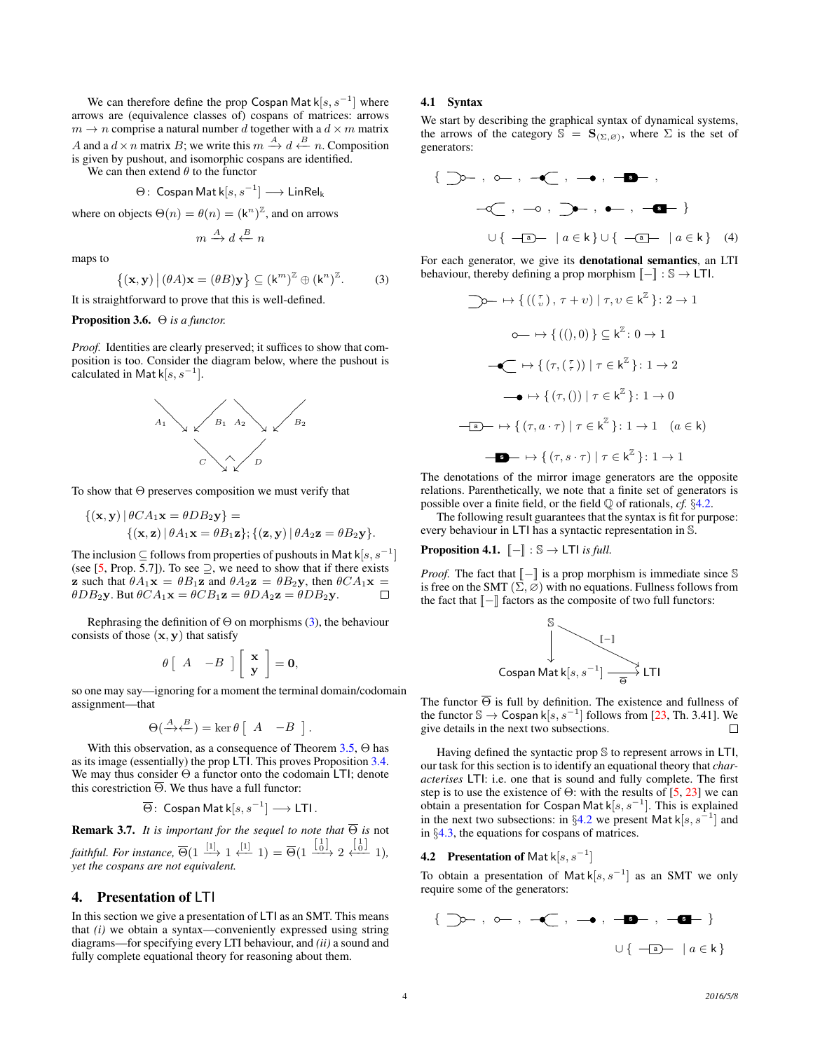We can therefore define the prop $\mathsf{Cospan\,Mat\,k}[s, s^{-1}]$ where arrows are (equivalence classes of) cospans of matrices: arrows $m \to n$ comprise a natural number $d$ together with a $d \times m$ matrix $A$ and a $d \times n$ matrix $B$; we write this $m \xrightarrow{A} d \xleftarrow{B} n$. Composition is given by pushout, and isomorphic cospans are identified.

We can then extend $\theta$ to the functor

$$\Theta\colon \mathsf{Cospan\,Mat\,k}[s, s^{-1}] \longrightarrow \mathsf{LinRel_k}$$

where on objects $\Theta(n) = \theta(n) = (\mathsf{k}^n)^{\mathbb{Z}}$, and on arrows

$$m \xrightarrow{A} d \xleftarrow{B} n$$

maps to

$$\{(\mathbf{x}, \mathbf{y}) \mid (\theta A)\mathbf{x} = (\theta B)\mathbf{y}\} \subseteq (\mathsf{k}^m)^{\mathbb{Z}} \oplus (\mathsf{k}^n)^{\mathbb{Z}}. \tag{3}$$

It is straightforward to prove that this is well-defined.

**Proposition 3.6.** *$\Theta$ is a functor.*

*Proof.* Identities are clearly preserved; it suffices to show that composition is too. Consider the diagram below, where the pushout is calculated in $\mathsf{Mat\,k}[s, s^{-1}]$.

$$\begin{array}{ccccccc} & \searrow^{A_1} & & \swarrow_{B_1}\ \searrow^{A_2} & & \swarrow_{B_2} & \\ & & \searrow_{C} & & \swarrow_{D} & & \end{array}$$

To show that $\Theta$ preserves composition we must verify that

$$\{(\mathbf{x}, \mathbf{y}) \mid \theta CA_1\mathbf{x} = \theta DB_2\mathbf{y}\} = \{(\mathbf{x}, \mathbf{z}) \mid \theta A_1\mathbf{x} = \theta B_1\mathbf{z}\}; \{(\mathbf{z}, \mathbf{y}) \mid \theta A_2\mathbf{z} = \theta B_2\mathbf{y}\}.$$

The inclusion $\subseteq$ follows from properties of pushouts in $\mathsf{Mat\,k}[s, s^{-1}]$ (see [5, Prop. 5.7]). To see $\supseteq$, we need to show that if there exists $\mathbf{z}$ such that $\theta A_1\mathbf{x} = \theta B_1\mathbf{z}$ and $\theta A_2\mathbf{z} = \theta B_2\mathbf{y}$, then $\theta CA_1\mathbf{x} = \theta DB_2\mathbf{y}$. But $\theta CA_1\mathbf{x} = \theta CB_1\mathbf{z} = \theta DA_2\mathbf{z} = \theta DB_2\mathbf{y}$. ∎

Rephrasing the definition of $\Theta$ on morphisms (3), the behaviour consists of those $(\mathbf{x}, \mathbf{y})$ that satisfy

$$\theta\left[\begin{array}{cc} A & -B \end{array}\right]\left[\begin{array}{c} \mathbf{x} \\ \mathbf{y} \end{array}\right] = \mathbf{0},$$

so one may say—ignoring for a moment the terminal domain/codomain assignment—that

$$\Theta(\xrightarrow{A}\xleftarrow{B}) = \ker\theta\left[\begin{array}{cc} A & -B \end{array}\right].$$

With this observation, as a consequence of Theorem 3.5, $\Theta$ has as its image (essentially) the prop $\mathsf{LTI}$. This proves Proposition 3.4. We may thus consider $\Theta$ a functor onto the codomain $\mathsf{LTI}$; denote this corestriction $\overline{\Theta}$. We thus have a full functor:

$$\overline{\Theta}\colon \mathsf{Cospan\,Mat\,k}[s, s^{-1}] \longrightarrow \mathsf{LTI}\,.$$

**Remark 3.7.** *It is important for the sequel to note that $\overline{\Theta}$ is* not *faithful. For instance, $\overline{\Theta}(1 \xrightarrow{[1]} 1 \xleftarrow{[1]} 1) = \overline{\Theta}(1 \xrightarrow{\left[\begin{smallmatrix}1\\0\end{smallmatrix}\right]} 2 \xleftarrow{\left[\begin{smallmatrix}1\\0\end{smallmatrix}\right]} 1)$, yet the cospans are not equivalent.*

## 4. Presentation of LTI

In this section we give a presentation of $\mathsf{LTI}$ as an SMT. This means that *(i)* we obtain a syntax—conveniently expressed using string diagrams—for specifying every LTI behaviour, and *(ii)* a sound and fully complete equational theory for reasoning about them.

### 4.1 Syntax

We start by describing the graphical syntax of dynamical systems, the arrows of the category $\mathbb{S} = \mathbf{S}_{(\Sigma,\varnothing)}$, where $\Sigma$ is the set of generators:

$$\{\ \text{(generators)}\ \} \cup \{\ \text{(a)} \mid a \in \mathsf{k}\} \cup \{\ \text{(a, mirrored)} \mid a \in \mathsf{k}\} \tag{4}$$

For each generator, we give its **denotational semantics**, an LTI behaviour, thereby defining a prop morphism $[\![-]\!] : \mathbb{S} \to \mathsf{LTI}$.

$$\mapsto \{((\begin{smallmatrix}\tau\\ \upsilon\end{smallmatrix}), \tau + \upsilon) \mid \tau, \upsilon \in \mathsf{k}^{\mathbb{Z}}\} : 2 \to 1$$

$$\mapsto \{((), 0)\} \subseteq \mathsf{k}^{\mathbb{Z}} : 0 \to 1$$

$$\mapsto \{(\tau, (\begin{smallmatrix}\tau\\ \tau\end{smallmatrix})) \mid \tau \in \mathsf{k}^{\mathbb{Z}}\} : 1 \to 2$$

$$\mapsto \{(\tau, ()) \mid \tau \in \mathsf{k}^{\mathbb{Z}}\} : 1 \to 0$$

$$\mapsto \{(\tau, a \cdot \tau) \mid \tau \in \mathsf{k}^{\mathbb{Z}}\} : 1 \to 1 \quad (a \in \mathsf{k})$$

$$\mapsto \{(\tau, s \cdot \tau) \mid \tau \in \mathsf{k}^{\mathbb{Z}}\} : 1 \to 1$$

The denotations of the mirror image generators are the opposite relations. Parenthetically, we note that a finite set of generators is possible over a finite field, or the field $\mathbb{Q}$ of rationals, *cf.* §4.2.

The following result guarantees that the syntax is fit for purpose: every behaviour in $\mathsf{LTI}$ has a syntactic representation in $\mathbb{S}$.

**Proposition 4.1.** *$[\![-]\!] : \mathbb{S} \to \mathsf{LTI}$ is full.*

*Proof.* The fact that $[\![-]\!]$ is a prop morphism is immediate since $\mathbb{S}$ is free on the SMT $(\Sigma, \varnothing)$ with no equations. Fullness follows from the fact that $[\![-]\!]$ factors as the composite of two full functors:

$$\begin{array}{ccc} \mathbb{S} & \xrightarrow{[\![-]\!]} & \mathsf{LTI} \\ \downarrow & \nearrow_{\overline{\Theta}} & \\ \mathsf{Cospan\,Mat\,k}[s, s^{-1}] & & \end{array}$$

The functor $\overline{\Theta}$ is full by definition. The existence and fullness of the functor $\mathbb{S} \to \mathsf{Cospan\,k}[s, s^{-1}]$ follows from [23, Th. 3.41]. We give details in the next two subsections. ∎

Having defined the syntactic prop $\mathbb{S}$ to represent arrows in $\mathsf{LTI}$, our task for this section is to identify an equational theory that *characterises* $\mathsf{LTI}$: i.e. one that is sound and fully complete. The first step is to use the existence of $\Theta$: with the results of [5, 23] we can obtain a presentation for $\mathsf{Cospan\,Mat\,k}[s, s^{-1}]$. This is explained in the next two subsections: in §4.2 we present $\mathsf{Mat\,k}[s, s^{-1}]$ and in §4.3, the equations for cospans of matrices.

### 4.2 Presentation of $\mathsf{Mat\,k}[s, s^{-1}]$

To obtain a presentation of $\mathsf{Mat\,k}[s, s^{-1}]$ as an SMT we only require some of the generators:

$$\{\ \text{(generators)}\ \} \cup \{\ \text{(a)} \mid a \in \mathsf{k}\}$$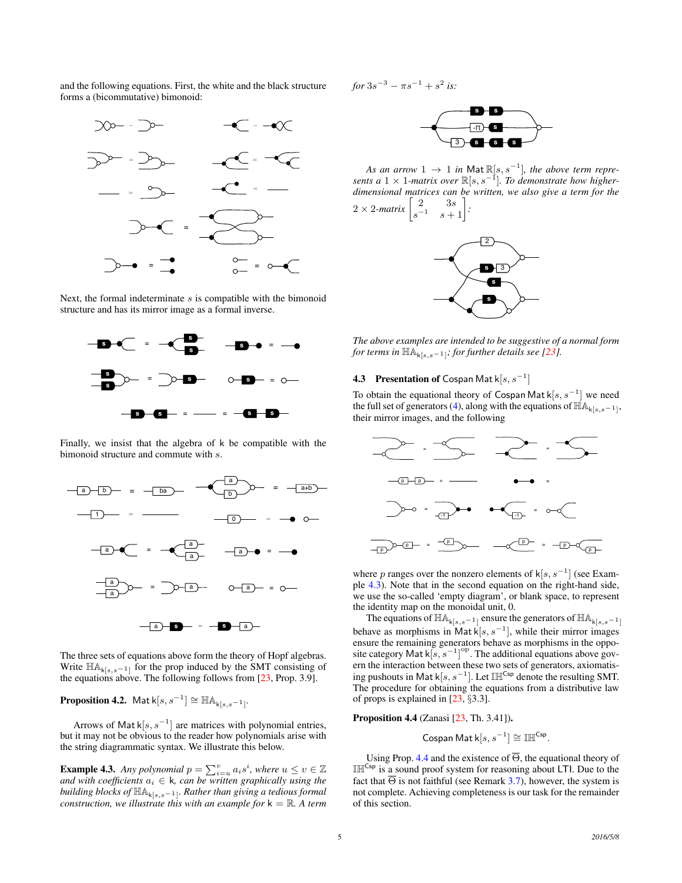and the following equations. First, the white and the black structure forms a (bicommutative) bimonoid:

Next, the formal indeterminate $s$ is compatible with the bimonoid structure and has its mirror image as a formal inverse.

Finally, we insist that the algebra of k be compatible with the bimonoid structure and commute with $s$.

The three sets of equations above form the theory of Hopf algebras. Write $\mathbb{HA}_{\mathsf{k}[s,s^{-1}]}$ for the prop induced by the SMT consisting of the equations above. The following follows from [23, Prop. 3.9].

**Proposition 4.2.** $\mathsf{Mat}\,\mathsf{k}[s,s^{-1}] \cong \mathbb{HA}_{\mathsf{k}[s,s^{-1}]}$.

Arrows of $\mathsf{Mat}\,\mathsf{k}[s,s^{-1}]$ are matrices with polynomial entries, but it may not be obvious to the reader how polynomials arise with the string diagrammatic syntax. We illustrate this below.

**Example 4.3.** *Any polynomial $p = \sum_{i=u}^{v} a_i s^i$, where $u \leq v \in \mathbb{Z}$ and with coefficients $a_i \in \mathsf{k}$, can be written graphically using the building blocks of $\mathbb{HA}_{\mathsf{k}[s,s^{-1}]}$. Rather than giving a tedious formal construction, we illustrate this with an example for $\mathsf{k} = \mathbb{R}$. A term for $3s^{-3} - \pi s^{-1} + s^2$ is:*

*As an arrow $1 \to 1$ in $\mathsf{Mat}\,\mathbb{R}[s,s^{-1}]$, the above term represents a $1 \times 1$-matrix over $\mathbb{R}[s,s^{-1}]$. To demonstrate how higher-dimensional matrices can be written, we also give a term for the $2 \times 2$-matrix $\begin{bmatrix} 2 & 3s \\ s^{-1} & s+1 \end{bmatrix}$:*

*The above examples are intended to be suggestive of a normal form for terms in $\mathbb{HA}_{\mathsf{k}[s,s^{-1}]}$; for further details see [23].*

### 4.3 Presentation of $\mathsf{Cospan}\,\mathsf{Mat}\,\mathsf{k}[s,s^{-1}]$

To obtain the equational theory of $\mathsf{Cospan}\,\mathsf{Mat}\,\mathsf{k}[s,s^{-1}]$ we need the full set of generators (4), along with the equations of $\mathbb{HA}_{\mathsf{k}[s,s^{-1}]}$, their mirror images, and the following

where $p$ ranges over the nonzero elements of $\mathsf{k}[s,s^{-1}]$ (see Example 4.3). Note that in the second equation on the right-hand side, we use the so-called 'empty diagram', or blank space, to represent the identity map on the monoidal unit, 0.

The equations of $\mathbb{HA}_{\mathsf{k}[s,s^{-1}]}$ ensure the generators of $\mathbb{HA}_{\mathsf{k}[s,s^{-1}]}$ behave as morphisms in $\mathsf{Mat}\,\mathsf{k}[s,s^{-1}]$, while their mirror images ensure the remaining generators behave as morphisms in the opposite category $\mathsf{Mat}\,\mathsf{k}[s,s^{-1}]^{\mathrm{op}}$. The additional equations above govern the interaction between these two sets of generators, axiomatising pushouts in $\mathsf{Mat}\,\mathsf{k}[s,s^{-1}]$. Let $\mathbb{IH}^{\mathsf{Csp}}$ denote the resulting SMT. The procedure for obtaining the equations from a distributive law of props is explained in [23, §3.3].

**Proposition 4.4** (Zanasi [23, Th. 3.41])**.**

$$\mathsf{Cospan}\,\mathsf{Mat}\,\mathsf{k}[s,s^{-1}] \cong \mathbb{IH}^{\mathsf{Csp}}.$$

Using Prop. 4.4 and the existence of $\overline{\Theta}$, the equational theory of $\mathbb{IH}^{\mathsf{Csp}}$ is a sound proof system for reasoning about LTI. Due to the fact that $\overline{\Theta}$ is not faithful (see Remark 3.7), however, the system is not complete. Achieving completeness is our task for the remainder of this section.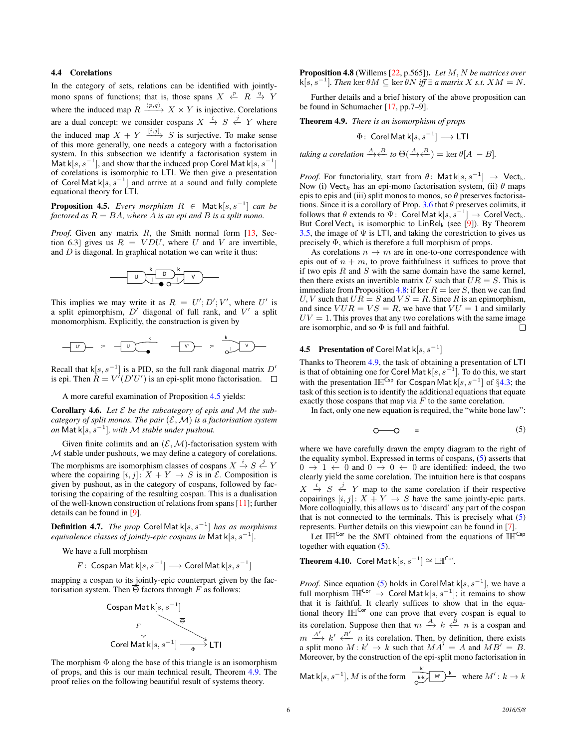### 4.4 Corelations

In the category of sets, relations can be identified with jointly-mono spans of functions; that is, those spans $X \xleftarrow{p} R \xrightarrow{q} Y$ where the induced map $R \xrightarrow{\langle p,q\rangle} X \times Y$ is injective. Corelations are a dual concept: we consider cospans $X \xrightarrow{i} S \xleftarrow{j} Y$ where the induced map $X + Y \xrightarrow{[i,j]} S$ is surjective. To make sense of this more generally, one needs a category with a factorisation system. In this subsection we identify a factorisation system in $\mathsf{Mat}\,\mathsf{k}[s,s^{-1}]$, and show that the induced prop $\mathsf{Corel\,Mat}\,\mathsf{k}[s,s^{-1}]$ of corelations is isomorphic to $\mathsf{LTI}$. We then give a presentation of $\mathsf{Corel\,Mat}\,\mathsf{k}[s,s^{-1}]$ and arrive at a sound and fully complete equational theory for $\mathsf{LTI}$.

**Proposition 4.5.** *Every morphism $R \in \mathsf{Mat}\,\mathsf{k}[s,s^{-1}]$ can be factored as $R = BA$, where $A$ is an epi and $B$ is a split mono.*

*Proof.* Given any matrix $R$, the Smith normal form [13, Section 6.3] gives us $R = VDU$, where $U$ and $V$ are invertible, and $D$ is diagonal. In graphical notation we can write it thus:

This implies we may write it as $R = U'; D'; V'$, where $U'$ is a split epimorphism, $D'$ diagonal of full rank, and $V'$ a split monomorphism. Explicitly, the construction is given by

Recall that $\mathsf{k}[s,s^{-1}]$ is a PID, so the full rank diagonal matrix $D'$ is epi. Then $R = V'(D'U')$ is an epi-split mono factorisation. ☐

A more careful examination of Proposition 4.5 yields:

**Corollary 4.6.** *Let $\mathcal{E}$ be the subcategory of epis and $\mathcal{M}$ the subcategory of split monos. The pair $(\mathcal{E},\mathcal{M})$ is a factorisation system on $\mathsf{Mat}\,\mathsf{k}[s,s^{-1}]$, with $\mathcal{M}$ stable under pushout.*

Given finite colimits and an $(\mathcal{E},\mathcal{M})$-factorisation system with $\mathcal{M}$ stable under pushouts, we may define a category of corelations. The morphisms are isomorphism classes of cospans $X \xrightarrow{i} S \xleftarrow{j} Y$ where the copairing $[i,j]\colon X+Y \to S$ is in $\mathcal{E}$. Composition is given by pushout, as in the category of cospans, followed by factorising the copairing of the resulting cospan. This is a dualisation of the well-known construction of relations from spans [11]; further details can be found in [9].

**Definition 4.7.** *The prop $\mathsf{Corel\,Mat}\,\mathsf{k}[s,s^{-1}]$ has as morphisms equivalence classes of jointly-epic cospans in $\mathsf{Mat}\,\mathsf{k}[s,s^{-1}]$.*

We have a full morphism

$$F\colon \mathsf{Cospan\,Mat}\,\mathsf{k}[s,s^{-1}] \longrightarrow \mathsf{Corel\,Mat}\,\mathsf{k}[s,s^{-1}]$$

mapping a cospan to its jointly-epic counterpart given by the factorisation system. Then $\overline{\Theta}$ factors through $F$ as follows:

$$\begin{array}{ccc} \mathsf{Cospan\,Mat}\,\mathsf{k}[s,s^{-1}] & & \\ \downarrow F & \searrow^{\overline{\Theta}} & \\ \mathsf{Corel\,Mat}\,\mathsf{k}[s,s^{-1}] & \xrightarrow[\Phi]{} & \mathsf{LTI} \end{array}$$

The morphism $\Phi$ along the base of this triangle is an isomorphism of props, and this is our main technical result, Theorem 4.9. The proof relies on the following beautiful result of systems theory.

**Proposition 4.8** (Willems [22, p.565])**.** *Let $M, N$ be matrices over $\mathsf{k}[s,s^{-1}]$. Then $\ker\theta M \subseteq \ker\theta N$ iff $\exists$ a matrix $X$ s.t. $XM = N$.*

Further details and a brief history of the above proposition can be found in Schumacher [17, pp.7–9].

**Theorem 4.9.** *There is an isomorphism of props*

$$\Phi\colon\ \mathsf{Corel\,Mat}\,\mathsf{k}[s,s^{-1}] \longrightarrow \mathsf{LTI}$$

*taking a corelation $\xrightarrow{A}\xleftarrow{B}$ to $\overline{\Theta}(\xrightarrow{A}\xleftarrow{B}) = \ker\theta[A\ \ -B]$.*

*Proof.* For functoriality, start from $\theta\colon \mathsf{Mat}\,\mathsf{k}[s,s^{-1}] \to \mathsf{Vect}_\mathsf{k}$. Now (i) $\mathsf{Vect}_\mathsf{k}$ has an epi-mono factorisation system, (ii) $\theta$ maps epis to epis and (iii) split monos to monos, so $\theta$ preserves factorisations. Since it is a corollary of Prop. 3.6 that $\theta$ preserves colimits, it follows that $\theta$ extends to $\Psi\colon \mathsf{Corel\,Mat}\,\mathsf{k}[s,s^{-1}] \to \mathsf{Corel\,Vect}_\mathsf{k}$. But $\mathsf{Corel\,Vect}_\mathsf{k}$ is isomorphic to $\mathsf{LinRel}_\mathsf{k}$ (see [9]). By Theorem 3.5, the image of $\Psi$ is $\mathsf{LTI}$, and taking the corestriction to gives us precisely $\Phi$, which is therefore a full morphism of props.

As corelations $n \to m$ are in one-to-one correspondence with epis out of $n+m$, to prove faithfulness it suffices to prove that if two epis $R$ and $S$ with the same domain have the same kernel, then there exists an invertible matrix $U$ such that $UR = S$. This is immediate from Proposition 4.8: if $\ker R = \ker S$, then we can find $U, V$ such that $UR = S$ and $VS = R$. Since $R$ is an epimorphism, and since $VUR = VS = R$, we have that $VU = 1$ and similarly $UV = 1$. This proves that any two corelations with the same image are isomorphic, and so $\Phi$ is full and faithful. ☐

### 4.5 Presentation of $\mathsf{Corel\,Mat}\,\mathsf{k}[s,s^{-1}]$

Thanks to Theorem 4.9, the task of obtaining a presentation of $\mathsf{LTI}$ is that of obtaining one for $\mathsf{Corel\,Mat}\,\mathsf{k}[s,s^{-1}]$. To do this, we start with the presentation $\mathbb{IH}^{\mathsf{Csp}}$ for $\mathsf{Cospan\,Mat}\,\mathsf{k}[s,s^{-1}]$ of §4.3; the task of this section is to identify the additional equations that equate exactly those cospans that map via $F$ to the same corelation.

In fact, only one new equation is required, the "white bone law":

$$\circ\!\!-\!\!\circ \quad = \qquad \qquad (5)$$

where we have carefully drawn the empty diagram to the right of the equality symbol. Expressed in terms of cospans, (5) asserts that $0 \to 1 \leftarrow 0$ and $0 \to 0 \leftarrow 0$ are identified: indeed, the two clearly yield the same corelation. The intuition here is that cospans $X \xrightarrow{i} S \xleftarrow{j} Y$ map to the same corelation if their respective copairings $[i,j]\colon X+Y \to S$ have the same jointly-epic parts. More colloquially, this allows us to 'discard' any part of the cospan that is not connected to the terminals. This is precisely what (5) represents. Further details on this viewpoint can be found in [7].

Let $\mathbb{IH}^{\mathsf{Cor}}$ be the SMT obtained from the equations of $\mathbb{IH}^{\mathsf{Csp}}$ together with equation (5).

**Theorem 4.10.** $\mathsf{Corel\,Mat}\,\mathsf{k}[s,s^{-1}] \cong \mathbb{IH}^{\mathsf{Cor}}$.

*Proof.* Since equation (5) holds in $\mathsf{Corel\,Mat}\,\mathsf{k}[s,s^{-1}]$, we have a full morphism $\mathbb{IH}^{\mathsf{Cor}} \to \mathsf{Corel\,Mat}\,\mathsf{k}[s,s^{-1}]$; it remains to show that it is faithful. It clearly suffices to show that in the equational theory $\mathbb{IH}^{\mathsf{Cor}}$ one can prove that every cospan is equal to its corelation. Suppose then that $m \xrightarrow{A} k \xleftarrow{B} n$ is a cospan and $m \xrightarrow{A'} k' \xleftarrow{B'} n$ its corelation. Then, by definition, there exists a split mono $M\colon k' \to k$ such that $MA' = A$ and $MB' = B$. Moreover, by the construction of the epi-split mono factorisation in $\mathsf{Mat}\,\mathsf{k}[s,s^{-1}]$, $M$ is of the form [diagram] where $M'\colon k \to k$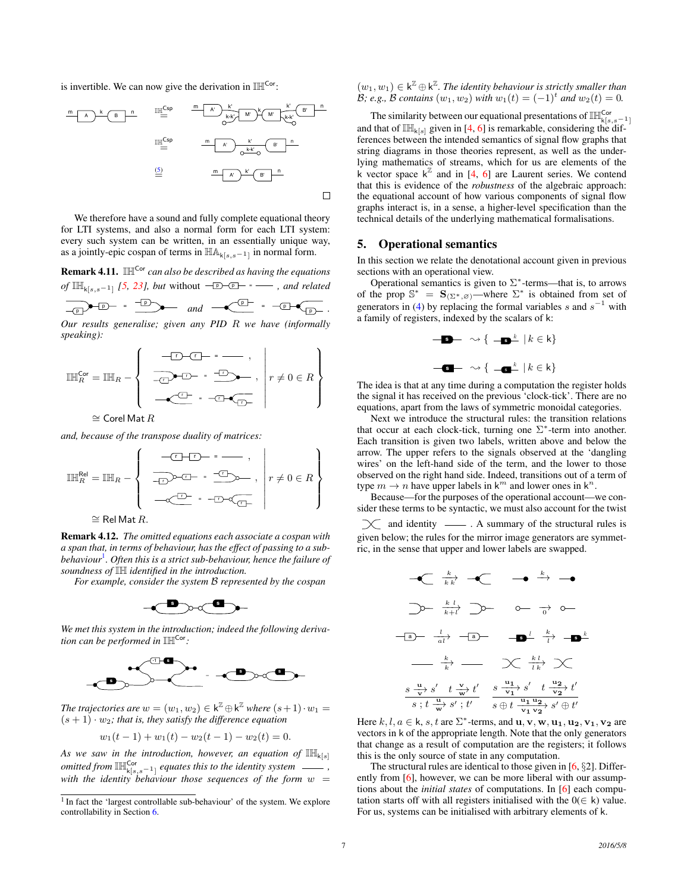is invertible. We can now give the derivation in $\mathbb{IH}^{\mathsf{Cor}}$:

$$\stackrel{\mathbb{IH}^{\mathsf{Csp}}}{=} \qquad \stackrel{\mathbb{IH}^{\mathsf{Csp}}}{=} \qquad \stackrel{(5)}{=}$$

□

We therefore have a sound and fully complete equational theory for LTI systems, and also a normal form for each LTI system: every such system can be written, in an essentially unique way, as a jointly-epic cospan of terms in $\mathbb{HA}_{\mathsf{k}[s,s^{-1}]}$ in normal form.

**Remark 4.11.** *$\mathbb{IH}^{\mathsf{Cor}}$ can also be described as having the equations of $\mathbb{IH}_{\mathsf{k}[s,s^{-1}]}$ [5, 23], but without* $\;=\;$ *, and related* $\;=\;$ *and* $\;=\;$ *.*

*Our results generalise; given any PID $R$ we have (informally speaking):*

$$\mathbb{IH}_R^{\mathsf{Cor}} = \mathbb{IH}_R - \left\{ \; \ldots \; \middle| \; r \neq 0 \in R \right\}$$

$$\cong \mathsf{Corel\,Mat}\,R$$

*and, because of the transpose duality of matrices:*

$$\mathbb{IH}_R^{\mathsf{Rel}} = \mathbb{IH}_R - \left\{ \; \ldots \; \middle| \; r \neq 0 \in R \right\}$$

$$\cong \mathsf{Rel\,Mat}\,R.$$

**Remark 4.12.** *The omitted equations each associate a cospan with a span that, in terms of behaviour, has the effect of passing to a sub-behaviour*[1]*. Often this is a strict sub-behaviour, hence the failure of soundness of $\mathbb{IH}$ identified in the introduction.*

*For example, consider the system $\mathcal{B}$ represented by the cospan*

*We met this system in the introduction; indeed the following derivation can be performed in $\mathbb{IH}^{\mathsf{Cor}}$:*

*The trajectories are $w = (w_1, w_2) \in \mathsf{k}^{\mathbb{Z}} \oplus \mathsf{k}^{\mathbb{Z}}$ where $(s+1)\cdot w_1 = (s+1)\cdot w_2$; that is, they satisfy the difference equation*

$$w_1(t-1) + w_1(t) - w_2(t-1) - w_2(t) = 0.$$

*As we saw in the introduction, however, an equation of $\mathbb{IH}_{\mathsf{k}[s]}$ omitted from $\mathbb{IH}^{\mathsf{Cor}}_{\mathsf{k}[s,s^{-1}]}$ equates this to the identity system* ——*, with the identity behaviour those sequences of the form $w = (w_1, w_1) \in \mathsf{k}^{\mathbb{Z}} \oplus \mathsf{k}^{\mathbb{Z}}$. The identity behaviour is strictly smaller than $\mathcal{B}$; e.g., $\mathcal{B}$ contains $(w_1, w_2)$ with $w_1(t) = (-1)^t$ and $w_2(t) = 0$.*

The similarity between our equational presentations of $\mathbb{IH}^{\mathsf{Cor}}_{\mathsf{k}[s,s^{-1}]}$ and that of $\mathbb{IH}_{\mathsf{k}[s]}$ given in [4, 6] is remarkable, considering the differences between the intended semantics of signal flow graphs that string diagrams in those theories represent, as well as the underlying mathematics of streams, which for us are elements of the $\mathsf{k}$ vector space $\mathsf{k}^{\mathbb{Z}}$ and in [4, 6] are Laurent series. We contend that this is evidence of the *robustness* of the algebraic approach: the equational account of how various components of signal flow graphs interact is, in a sense, a higher-level specification than the technical details of the underlying mathematical formalisations.

## 5. Operational semantics

In this section we relate the denotational account given in previous sections with an operational view.

Operational semantics is given to $\Sigma^*$-terms—that is, to arrows of the prop $\mathbb{S}^* = \mathbf{S}_{(\Sigma^*,\varnothing)}$—where $\Sigma^*$ is obtained from set of generators in (4) by replacing the formal variables $s$ and $s^{-1}$ with a family of registers, indexed by the scalars of $\mathsf{k}$:

$$s \rightsquigarrow \{ \, s^{k} \mid k \in \mathsf{k} \}$$

$$s \rightsquigarrow \{ \, s^{k} \mid k \in \mathsf{k} \}$$

The idea is that at any time during a computation the register holds the signal it has received on the previous 'clock-tick'. There are no equations, apart from the laws of symmetric monoidal categories.

Next we introduce the structural rules: the transition relations that occur at each clock-tick, turning one $\Sigma^*$-term into another. Each transition is given two labels, written above and below the arrow. The upper refers to the signals observed at the 'dangling wires' on the left-hand side of the term, and the lower to those observed on the right hand side. Indeed, transitions out of a term of type $m \to n$ have upper labels in $\mathsf{k}^m$ and lower ones in $\mathsf{k}^n$.

Because—for the purposes of the operational account—we consider these terms to be syntactic, we must also account for the twist and identity ——. A summary of the structural rules is given below; the rules for the mirror image generators are symmetric, in the sense that upper and lower labels are swapped.

$$\xrightarrow[k\,k]{k} \qquad \xrightarrow{k} \qquad \xrightarrow[k+l]{k\;l} \qquad \xrightarrow[0]{} \qquad \xrightarrow[al]{l} \qquad s^{l} \xrightarrow[l]{k} s^{k} \qquad \xrightarrow[k]{k} \qquad \xrightarrow[l\,k]{k\;l}$$

$$\frac{s \xrightarrow[\mathbf{v}]{\mathbf{u}} s' \quad t \xrightarrow[\mathbf{w}]{\mathbf{v}} t'}{s \,;\, t \xrightarrow[\mathbf{w}]{\mathbf{u}} s' \,;\, t'} \qquad \frac{s \xrightarrow[\mathbf{v_1}]{\mathbf{u_1}} s' \quad t \xrightarrow[\mathbf{v_2}]{\mathbf{u_2}} t'}{s \oplus t \xrightarrow[\mathbf{v_1}\,\mathbf{v_2}]{\mathbf{u_1}\,\mathbf{u_2}} s' \oplus t'}$$

Here $k, l, a \in \mathsf{k}$, $s, t$ are $\Sigma^*$-terms, and $\mathbf{u}, \mathbf{v}, \mathbf{w}, \mathbf{u_1}, \mathbf{u_2}, \mathbf{v_1}, \mathbf{v_2}$ are vectors in $\mathsf{k}$ of the appropriate length. Note that the only generators that change as a result of computation are the registers; it follows this is the only source of state in any computation.

The structural rules are identical to those given in [6, §2]. Differently from [6], however, we can be more liberal with our assumptions about the *initial states* of computations. In [6] each computation starts off with all registers initialised with the $0 (\in \mathsf{k})$ value. For us, systems can be initialised with arbitrary elements of $\mathsf{k}$.

[1] In fact the 'largest controllable sub-behaviour' of the system. We explore controllability in Section 6.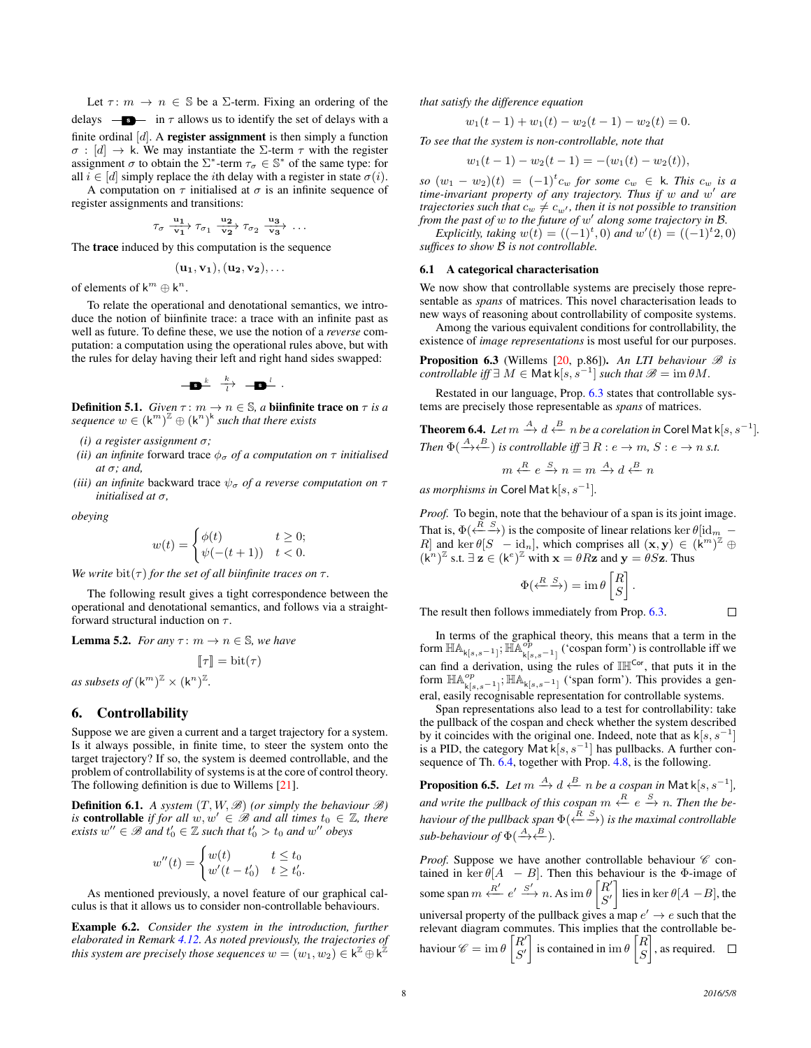Let $\tau\colon m \to n \in \mathbb{S}$ be a $\Sigma$-term. Fixing an ordering of the delays $\text{—}\!\!\blacksquare\!\!\text{—}$ in $\tau$ allows us to identify the set of delays with a finite ordinal $[d]$. A **register assignment** is then simply a function $\sigma : [d] \to \mathsf{k}$. We may instantiate the $\Sigma$-term $\tau$ with the register assignment $\sigma$ to obtain the $\Sigma^*$-term $\tau_\sigma \in \mathbb{S}^*$ of the same type: for all $i \in [d]$ simply replace the $i$th delay with a register in state $\sigma(i)$.

A computation on $\tau$ initialised at $\sigma$ is an infinite sequence of register assignments and transitions:

$$\tau_\sigma \xrightarrow[\mathbf{v_1}]{\mathbf{u_1}} \tau_{\sigma_1} \xrightarrow[\mathbf{v_2}]{\mathbf{u_2}} \tau_{\sigma_2} \xrightarrow[\mathbf{v_3}]{\mathbf{u_3}} \ldots$$

The **trace** induced by this computation is the sequence

$$(\mathbf{u_1}, \mathbf{v_1}), (\mathbf{u_2}, \mathbf{v_2}), \ldots$$

of elements of $\mathsf{k}^m \oplus \mathsf{k}^n$.

To relate the operational and denotational semantics, we introduce the notion of biinfinite trace: a trace with an infinite past as well as future. To define these, we use the notion of a *reverse* computation: a computation using the operational rules above, but with the rules for delay having their left and right hand sides swapped:

$$\text{—}\!\!\blacksquare_k\!\!\text{—} \xrightarrow[l]{k} \text{—}\!\!\blacksquare_l\!\!\text{—}\ .$$

**Definition 5.1.** *Given $\tau\colon m \to n \in \mathbb{S}$, a* **biinfinite trace on** *$\tau$ is a sequence $w \in (\mathsf{k}^m)^{\mathbb{Z}} \oplus (\mathsf{k}^n)^{\mathsf{k}}$ such that there exists*

*(i) a register assignment $\sigma$;*

*(ii) an infinite* forward *trace $\phi_\sigma$ of a computation on $\tau$ initialised at $\sigma$; and,*

*(iii) an infinite* backward *trace $\psi_\sigma$ of a reverse computation on $\tau$ initialised at $\sigma$,*

*obeying*

$$w(t) = \begin{cases} \phi(t) & t \geq 0; \\ \psi(-(t+1)) & t < 0. \end{cases}$$

*We write $\mathrm{bit}(\tau)$ for the set of all biinfinite traces on $\tau$.*

The following result gives a tight correspondence between the operational and denotational semantics, and follows via a straightforward structural induction on $\tau$.

**Lemma 5.2.** *For any $\tau\colon m \to n \in \mathbb{S}$, we have*

$$[\![\tau]\!] = \mathrm{bit}(\tau)$$

*as subsets of $(\mathsf{k}^m)^{\mathbb{Z}} \times (\mathsf{k}^n)^{\mathbb{Z}}$.*

## 6. Controllability

Suppose we are given a current and a target trajectory for a system. Is it always possible, in finite time, to steer the system onto the target trajectory? If so, the system is deemed controllable, and the problem of controllability of systems is at the core of control theory. The following definition is due to Willems [21].

**Definition 6.1.** *A system $(T, W, \mathscr{B})$ (or simply the behaviour $\mathscr{B}$) is* **controllable** *if for all $w, w' \in \mathscr{B}$ and all times $t_0 \in \mathbb{Z}$, there exists $w'' \in \mathscr{B}$ and $t_0' \in \mathbb{Z}$ such that $t_0' > t_0$ and $w''$ obeys*

$$w''(t) = \begin{cases} w(t) & t \leq t_0 \\ w'(t - t_0') & t \geq t_0'. \end{cases}$$

As mentioned previously, a novel feature of our graphical calculus is that it allows us to consider non-controllable behaviours.

**Example 6.2.** *Consider the system in the introduction, further elaborated in Remark 4.12. As noted previously, the trajectories of this system are precisely those sequences $w = (w_1, w_2) \in \mathsf{k}^{\mathbb{Z}} \oplus \mathsf{k}^{\mathbb{Z}}$ that satisfy the difference equation*

$$w_1(t-1) + w_1(t) - w_2(t-1) - w_2(t) = 0.$$

*To see that the system is non-controllable, note that*

$$w_1(t-1) - w_2(t-1) = -(w_1(t) - w_2(t)),$$

*so $(w_1 - w_2)(t) = (-1)^t c_w$ for some $c_w \in \mathsf{k}$. This $c_w$ is a time-invariant property of any trajectory. Thus if $w$ and $w'$ are trajectories such that $c_w \neq c_{w'}$, then it is not possible to transition from the past of $w$ to the future of $w'$ along some trajectory in $\mathcal{B}$.*

*Explicitly, taking $w(t) = ((-1)^t, 0)$ and $w'(t) = ((-1)^t 2, 0)$ suffices to show $\mathcal{B}$ is not controllable.*

### 6.1 A categorical characterisation

We now show that controllable systems are precisely those representable as *spans* of matrices. This novel characterisation leads to new ways of reasoning about controllability of composite systems.

Among the various equivalent conditions for controllability, the existence of *image representations* is most useful for our purposes.

**Proposition 6.3** (Willems [20, p.86])**.** *An LTI behaviour $\mathscr{B}$ is controllable iff $\exists\, M \in \mathsf{Mat}\,\mathsf{k}[s, s^{-1}]$ such that $\mathscr{B} = \operatorname{im}\theta M$.*

Restated in our language, Prop. 6.3 states that controllable systems are precisely those representable as *spans* of matrices.

**Theorem 6.4.** *Let $m \xrightarrow{A} d \xleftarrow{B} n$ be a corelation in $\mathsf{Corel\,Mat}\,\mathsf{k}[s, s^{-1}]$. Then $\Phi(\xrightarrow{A}\xleftarrow{B})$ is controllable iff $\exists\, R : e \to m$, $S : e \to n$ s.t.*

$$m \xleftarrow{R} e \xrightarrow{S} n = m \xrightarrow{A} d \xleftarrow{B} n$$

*as morphisms in $\mathsf{Corel\,Mat}\,\mathsf{k}[s, s^{-1}]$.*

*Proof.* To begin, note that the behaviour of a span is its joint image. That is, $\Phi(\xleftarrow{R}\xrightarrow{S})$ is the composite of linear relations $\ker\theta[\mathrm{id}_m\ -R]$ and $\ker\theta[S\ \ -\mathrm{id}_n]$, which comprises all $(\mathbf{x}, \mathbf{y}) \in (\mathsf{k}^m)^{\mathbb{Z}} \oplus (\mathsf{k}^n)^{\mathbb{Z}}$ s.t. $\exists\, \mathbf{z} \in (\mathsf{k}^e)^{\mathbb{Z}}$ with $\mathbf{x} = \theta R\mathbf{z}$ and $\mathbf{y} = \theta S\mathbf{z}$. Thus

$$\Phi(\xleftarrow{R}\xrightarrow{S}) = \operatorname{im}\theta \begin{bmatrix} R \\ S \end{bmatrix}.$$

The result then follows immediately from Prop. 6.3. $\square$

In terms of the graphical theory, this means that a term in the form $\mathbb{HA}_{\mathsf{k}[s,s^{-1}]} ; \mathbb{HA}^{op}_{\mathsf{k}[s,s^{-1}]}$ ('cospan form') is controllable iff we can find a derivation, using the rules of $\mathbb{IH}^{\mathsf{Cor}}$, that puts it in the form $\mathbb{HA}^{op}_{\mathsf{k}[s,s^{-1}]} ; \mathbb{HA}_{\mathsf{k}[s,s^{-1}]}$ ('span form'). This provides a general, easily recognisable representation for controllable systems.

Span representations also lead to a test for controllability: take the pullback of the cospan and check whether the system described by it coincides with the original one. Indeed, note that as $\mathsf{k}[s, s^{-1}]$ is a PID, the category $\mathsf{Mat}\,\mathsf{k}[s, s^{-1}]$ has pullbacks. A further consequence of Th. 6.4, together with Prop. 4.8, is the following.

**Proposition 6.5.** *Let $m \xrightarrow{A} d \xleftarrow{B} n$ be a cospan in $\mathsf{Mat}\,\mathsf{k}[s, s^{-1}]$, and write the pullback of this cospan $m \xleftarrow{R} e \xrightarrow{S} n$. Then the behaviour of the pullback span $\Phi(\xleftarrow{R}\xrightarrow{S})$ is the maximal controllable sub-behaviour of $\Phi(\xrightarrow{A}\xleftarrow{B})$.*

*Proof.* Suppose we have another controllable behaviour $\mathscr{C}$ contained in $\ker\theta[A\ \ -B]$. Then this behaviour is the $\Phi$-image of some span $m \xleftarrow{R'} e' \xrightarrow{S'} n$. As $\operatorname{im}\theta \begin{bmatrix} R' \\ S' \end{bmatrix}$ lies in $\ker\theta[A\ -B]$, the universal property of the pullback gives a map $e' \to e$ such that the relevant diagram commutes. This implies that the controllable behaviour $\mathscr{C} = \operatorname{im}\theta \begin{bmatrix} R' \\ S' \end{bmatrix}$ is contained in $\operatorname{im}\theta \begin{bmatrix} R \\ S \end{bmatrix}$, as required. $\square$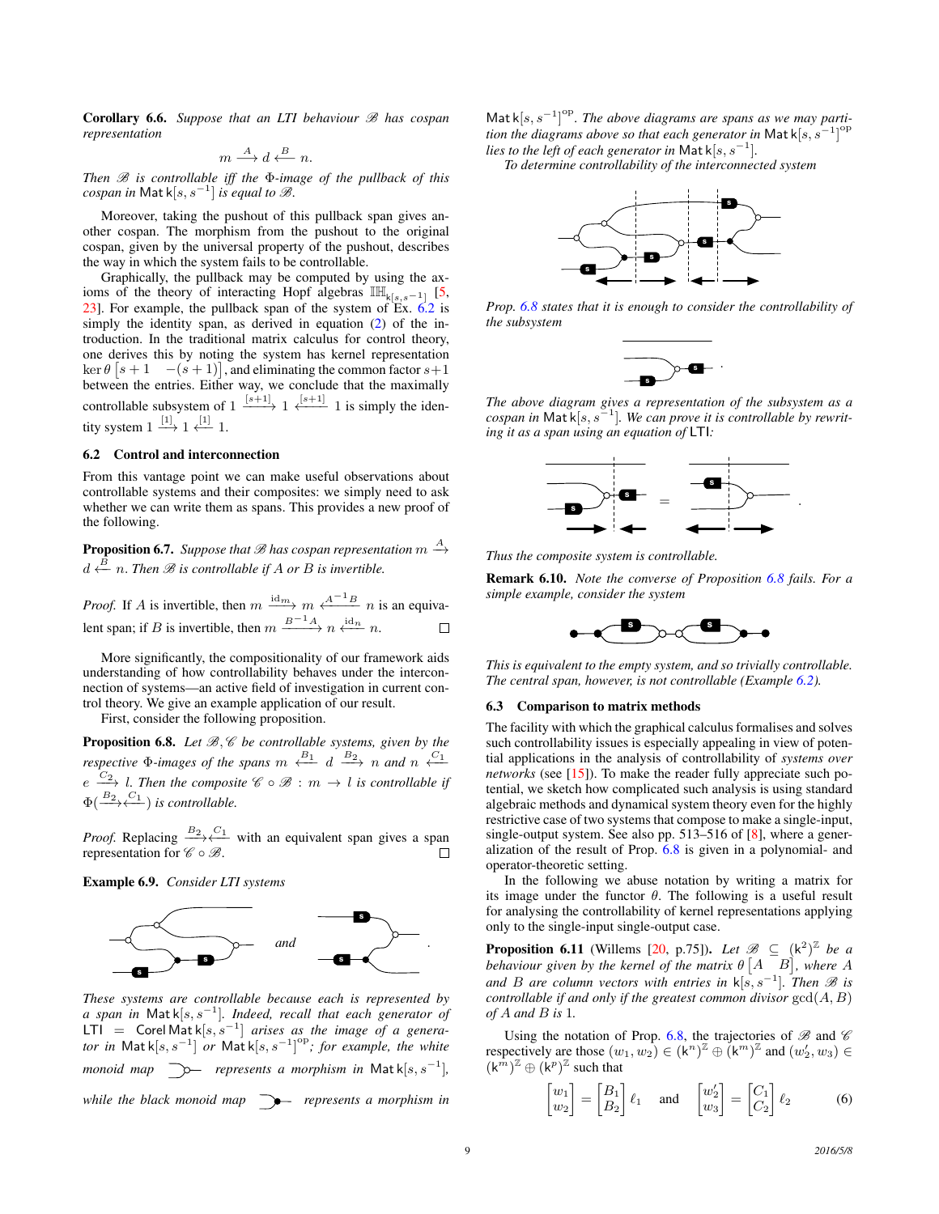**Corollary 6.6.** *Suppose that an LTI behaviour $\mathscr{B}$ has cospan representation*

$$m \xrightarrow{A} d \xleftarrow{B} n.$$

*Then $\mathscr{B}$ is controllable iff the $\Phi$-image of the pullback of this cospan in $\mathsf{Mat}\,\mathsf{k}[s,s^{-1}]$ is equal to $\mathscr{B}$.*

Moreover, taking the pushout of this pullback span gives another cospan. The morphism from the pushout to the original cospan, given by the universal property of the pushout, describes the way in which the system fails to be controllable.

Graphically, the pullback may be computed by using the axioms of the theory of interacting Hopf algebras $\mathbb{IH}_{\mathsf{k}[s,s^{-1}]}$ [5, 23]. For example, the pullback span of the system of Ex. 6.2 is simply the identity span, as derived in equation (2) of the introduction. In the traditional matrix calculus for control theory, one derives this by noting the system has kernel representation $\ker\theta\begin{bmatrix} s+1 & -(s+1)\end{bmatrix}$, and eliminating the common factor $s+1$ between the entries. Either way, we conclude that the maximally controllable subsystem of $1 \xrightarrow{[s+1]} 1 \xleftarrow{[s+1]} 1$ is simply the identity system $1 \xrightarrow{[1]} 1 \xleftarrow{[1]} 1$.

### 6.2 Control and interconnection

From this vantage point we can make useful observations about controllable systems and their composites: we simply need to ask whether we can write them as spans. This provides a new proof of the following.

**Proposition 6.7.** *Suppose that $\mathscr{B}$ has cospan representation $m \xrightarrow{A} d \xleftarrow{B} n$. Then $\mathscr{B}$ is controllable if $A$ or $B$ is invertible.*

*Proof.* If $A$ is invertible, then $m \xleftarrow{\mathrm{id}_m} m \xrightarrow{A^{-1}B} n$ is an equivalent span; if $B$ is invertible, then $m \xleftarrow{B^{-1}A} n \xrightarrow{\mathrm{id}_n} n$. □

More significantly, the compositionality of our framework aids understanding of how controllability behaves under the interconnection of systems—an active field of investigation in current control theory. We give an example application of our result.

First, consider the following proposition.

**Proposition 6.8.** *Let $\mathscr{B},\mathscr{C}$ be controllable systems, given by the respective $\Phi$-images of the spans $m \xleftarrow{B_1} d \xrightarrow{B_2} n$ and $n \xleftarrow{C_1} e \xrightarrow{C_2} l$. Then the composite $\mathscr{C}\circ\mathscr{B} : m \to l$ is controllable if $\Phi(\xrightarrow{B_2}\xleftarrow{C_1})$ is controllable.*

*Proof.* Replacing $\xrightarrow{B_2}\xleftarrow{C_1}$ with an equivalent span gives a span representation for $\mathscr{C}\circ\mathscr{B}$. □

**Example 6.9.** *Consider LTI systems*

*and*

*These systems are controllable because each is represented by a span in $\mathsf{Mat}\,\mathsf{k}[s,s^{-1}]$. Indeed, recall that each generator of $\mathsf{LTI} = \mathsf{Corel}\,\mathsf{Mat}\,\mathsf{k}[s,s^{-1}]$ arises as the image of a generator in $\mathsf{Mat}\,\mathsf{k}[s,s^{-1}]$ or $\mathsf{Mat}\,\mathsf{k}[s,s^{-1}]^{\mathrm{op}}$; for example, the white monoid map represents a morphism in $\mathsf{Mat}\,\mathsf{k}[s,s^{-1}]$, while the black monoid map represents a morphism in $\mathsf{Mat}\,\mathsf{k}[s,s^{-1}]^{\mathrm{op}}$. The above diagrams are spans as we may partition the diagrams above so that each generator in $\mathsf{Mat}\,\mathsf{k}[s,s^{-1}]^{\mathrm{op}}$ lies to the left of each generator in $\mathsf{Mat}\,\mathsf{k}[s,s^{-1}]$.*

*To determine controllability of the interconnected system*

*Prop. 6.8 states that it is enough to consider the controllability of the subsystem*

*The above diagram gives a representation of the subsystem as a cospan in $\mathsf{Mat}\,\mathsf{k}[s,s^{-1}]$. We can prove it is controllable by rewriting it as a span using an equation of $\mathsf{LTI}$:*

*Thus the composite system is controllable.*

**Remark 6.10.** *Note the converse of Proposition 6.8 fails. For a simple example, consider the system*

*This is equivalent to the empty system, and so trivially controllable. The central span, however, is not controllable (Example 6.2).*

### 6.3 Comparison to matrix methods

The facility with which the graphical calculus formalises and solves such controllability issues is especially appealing in view of potential applications in the analysis of controllability of *systems over networks* (see [15]). To make the reader fully appreciate such potential, we sketch how complicated such analysis is using standard algebraic methods and dynamical system theory even for the highly restrictive case of two systems that compose to make a single-input, single-output system. See also pp. 513–516 of [8], where a generalization of the result of Prop. 6.8 is given in a polynomial- and operator-theoretic setting.

In the following we abuse notation by writing a matrix for its image under the functor $\theta$. The following is a useful result for analysing the controllability of kernel representations applying only to the single-input single-output case.

**Proposition 6.11** (Willems [20, p.75])**.** *Let $\mathscr{B} \subseteq (\mathsf{k}^2)^{\mathbb{Z}}$ be a behaviour given by the kernel of the matrix $\theta\begin{bmatrix} A & B\end{bmatrix}$, where $A$ and $B$ are column vectors with entries in $\mathsf{k}[s,s^{-1}]$. Then $\mathscr{B}$ is controllable if and only if the greatest common divisor $\gcd(A,B)$ of $A$ and $B$ is 1.*

Using the notation of Prop. 6.8, the trajectories of $\mathscr{B}$ and $\mathscr{C}$ respectively are those $(w_1,w_2) \in (\mathsf{k}^n)^{\mathbb{Z}} \oplus (\mathsf{k}^m)^{\mathbb{Z}}$ and $(w_2',w_3) \in (\mathsf{k}^m)^{\mathbb{Z}} \oplus (\mathsf{k}^p)^{\mathbb{Z}}$ such that

$$\begin{bmatrix} w_1 \\ w_2 \end{bmatrix} = \begin{bmatrix} B_1 \\ B_2 \end{bmatrix} \ell_1 \quad \text{and} \quad \begin{bmatrix} w_2' \\ w_3 \end{bmatrix} = \begin{bmatrix} C_1 \\ C_2 \end{bmatrix} \ell_2 \tag{6}$$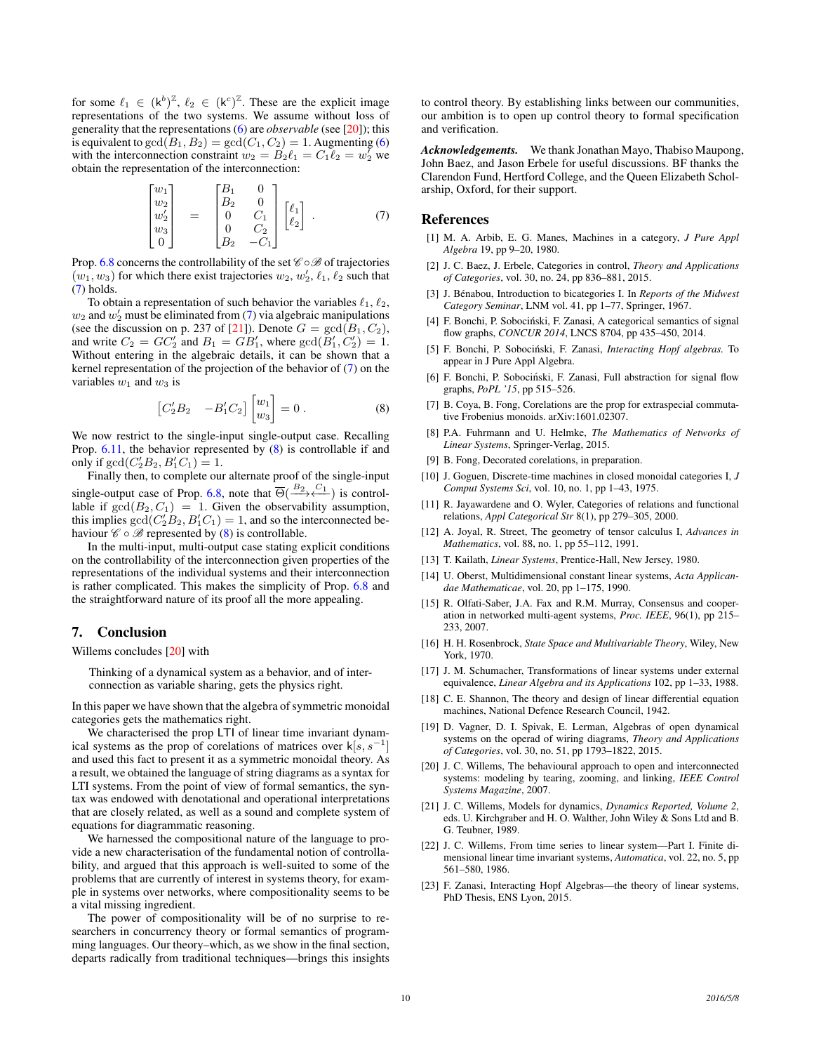for some $\ell_1 \in (\mathsf{k}^b)^{\mathbb{Z}}$, $\ell_2 \in (\mathsf{k}^c)^{\mathbb{Z}}$. These are the explicit image representations of the two systems. We assume without loss of generality that the representations (6) are *observable* (see [20]); this is equivalent to $\gcd(B_1, B_2) = \gcd(C_1, C_2) = 1$. Augmenting (6) with the interconnection constraint $w_2 = B_2\ell_1 = C_1\ell_2 = w_2'$ we obtain the representation of the interconnection:

$$\begin{bmatrix} w_1 \\ w_2 \\ w_2' \\ w_3 \\ 0 \end{bmatrix} = \begin{bmatrix} B_1 & 0 \\ B_2 & 0 \\ 0 & C_1 \\ 0 & C_2 \\ B_2 & -C_1 \end{bmatrix} \begin{bmatrix} \ell_1 \\ \ell_2 \end{bmatrix} . \tag{7}$$

Prop. 6.8 concerns the controllability of the set $\mathscr{C} \circ \mathscr{B}$ of trajectories $(w_1, w_3)$ for which there exist trajectories $w_2$, $w_2'$, $\ell_1$, $\ell_2$ such that (7) holds.

To obtain a representation of such behavior the variables $\ell_1$, $\ell_2$, $w_2$ and $w_2'$ must be eliminated from (7) via algebraic manipulations (see the discussion on p. 237 of [21]). Denote $G = \gcd(B_1, C_2)$, and write $C_2 = GC_2'$ and $B_1 = GB_1'$, where $\gcd(B_1', C_2') = 1$. Without entering in the algebraic details, it can be shown that a kernel representation of the projection of the behavior of (7) on the variables $w_1$ and $w_3$ is

$$\begin{bmatrix} C_2' B_2 & -B_1' C_2 \end{bmatrix} \begin{bmatrix} w_1 \\ w_3 \end{bmatrix} = 0 . \tag{8}$$

We now restrict to the single-input single-output case. Recalling Prop. 6.11, the behavior represented by (8) is controllable if and only if $\gcd(C_2' B_2, B_1' C_1) = 1$.

Finally then, to complete our alternate proof of the single-input single-output case of Prop. 6.8, note that $\overline{\Theta}(\xrightarrow{B_2}\!\!\xleftarrow{C_1})$ is controllable if $\gcd(B_2, C_1) = 1$. Given the observability assumption, this implies $\gcd(C_2' B_2, B_1' C_1) = 1$, and so the interconnected behaviour $\mathscr{C} \circ \mathscr{B}$ represented by (8) is controllable.

In the multi-input, multi-output case stating explicit conditions on the controllability of the interconnection given properties of the representations of the individual systems and their interconnection is rather complicated. This makes the simplicity of Prop. 6.8 and the straightforward nature of its proof all the more appealing.

## 7. Conclusion

Willems concludes [20] with

> Thinking of a dynamical system as a behavior, and of interconnection as variable sharing, gets the physics right.

In this paper we have shown that the algebra of symmetric monoidal categories gets the mathematics right.

We characterised the prop $\mathsf{LTI}$ of linear time invariant dynamical systems as the prop of corelations of matrices over $\mathsf{k}[s, s^{-1}]$ and used this fact to present it as a symmetric monoidal theory. As a result, we obtained the language of string diagrams as a syntax for LTI systems. From the point of view of formal semantics, the syntax was endowed with denotational and operational interpretations that are closely related, as well as a sound and complete system of equations for diagrammatic reasoning.

We harnessed the compositional nature of the language to provide a new characterisation of the fundamental notion of controllability, and argued that this approach is well-suited to some of the problems that are currently of interest in systems theory, for example in systems over networks, where compositionality seems to be a vital missing ingredient.

The power of compositionality will be of no surprise to researchers in concurrency theory or formal semantics of programming languages. Our theory–which, as we show in the final section, departs radically from traditional techniques—brings this insights to control theory. By establishing links between our communities, our ambition is to open up control theory to formal specification and verification.

***Acknowledgements.*** We thank Jonathan Mayo, Thabiso Maupong, John Baez, and Jason Erbele for useful discussions. BF thanks the Clarendon Fund, Hertford College, and the Queen Elizabeth Scholarship, Oxford, for their support.

## References

[1] M. A. Arbib, E. G. Manes, Machines in a category, *J Pure Appl Algebra* 19, pp 9–20, 1980.

[2] J. C. Baez, J. Erbele, Categories in control, *Theory and Applications of Categories*, vol. 30, no. 24, pp 836–881, 2015.

[3] J. Bénabou, Introduction to bicategories I. In *Reports of the Midwest Category Seminar*, LNM vol. 41, pp 1–77, Springer, 1967.

[4] F. Bonchi, P. Sobociński, F. Zanasi, A categorical semantics of signal flow graphs, *CONCUR 2014*, LNCS 8704, pp 435–450, 2014.

[5] F. Bonchi, P. Sobociński, F. Zanasi, *Interacting Hopf algebras.* To appear in J Pure Appl Algebra.

[6] F. Bonchi, P. Sobociński, F. Zanasi, Full abstraction for signal flow graphs, *PoPL '15*, pp 515–526.

[7] B. Coya, B. Fong, Corelations are the prop for extraspecial commutative Frobenius monoids. arXiv:1601.02307.

[8] P.A. Fuhrmann and U. Helmke, *The Mathematics of Networks of Linear Systems*, Springer-Verlag, 2015.

[9] B. Fong, Decorated corelations, in preparation.

[10] J. Goguen, Discrete-time machines in closed monoidal categories I, *J Comput Systems Sci*, vol. 10, no. 1, pp 1–43, 1975.

[11] R. Jayawardene and O. Wyler, Categories of relations and functional relations, *Appl Categorical Str* 8(1), pp 279–305, 2000.

[12] A. Joyal, R. Street, The geometry of tensor calculus I, *Advances in Mathematics*, vol. 88, no. 1, pp 55–112, 1991.

[13] T. Kailath, *Linear Systems*, Prentice-Hall, New Jersey, 1980.

[14] U. Oberst, Multidimensional constant linear systems, *Acta Applicandae Mathematicae*, vol. 20, pp 1–175, 1990.

[15] R. Olfati-Saber, J.A. Fax and R.M. Murray, Consensus and cooperation in networked multi-agent systems, *Proc. IEEE*, 96(1), pp 215–233, 2007.

[16] H. H. Rosenbrock, *State Space and Multivariable Theory*, Wiley, New York, 1970.

[17] J. M. Schumacher, Transformations of linear systems under external equivalence, *Linear Algebra and its Applications* 102, pp 1–33, 1988.

[18] C. E. Shannon, The theory and design of linear differential equation machines, National Defence Research Council, 1942.

[19] D. Vagner, D. I. Spivak, E. Lerman, Algebras of open dynamical systems on the operad of wiring diagrams, *Theory and Applications of Categories*, vol. 30, no. 51, pp 1793–1822, 2015.

[20] J. C. Willems, The behavioural approach to open and interconnected systems: modeling by tearing, zooming, and linking, *IEEE Control Systems Magazine*, 2007.

[21] J. C. Willems, Models for dynamics, *Dynamics Reported, Volume 2*, eds. U. Kirchgraber and H. O. Walther, John Wiley & Sons Ltd and B. G. Teubner, 1989.

[22] J. C. Willems, From time series to linear system—Part I. Finite dimensional linear time invariant systems, *Automatica*, vol. 22, no. 5, pp 561–580, 1986.

[23] F. Zanasi, Interacting Hopf Algebras—the theory of linear systems, PhD Thesis, ENS Lyon, 2015.